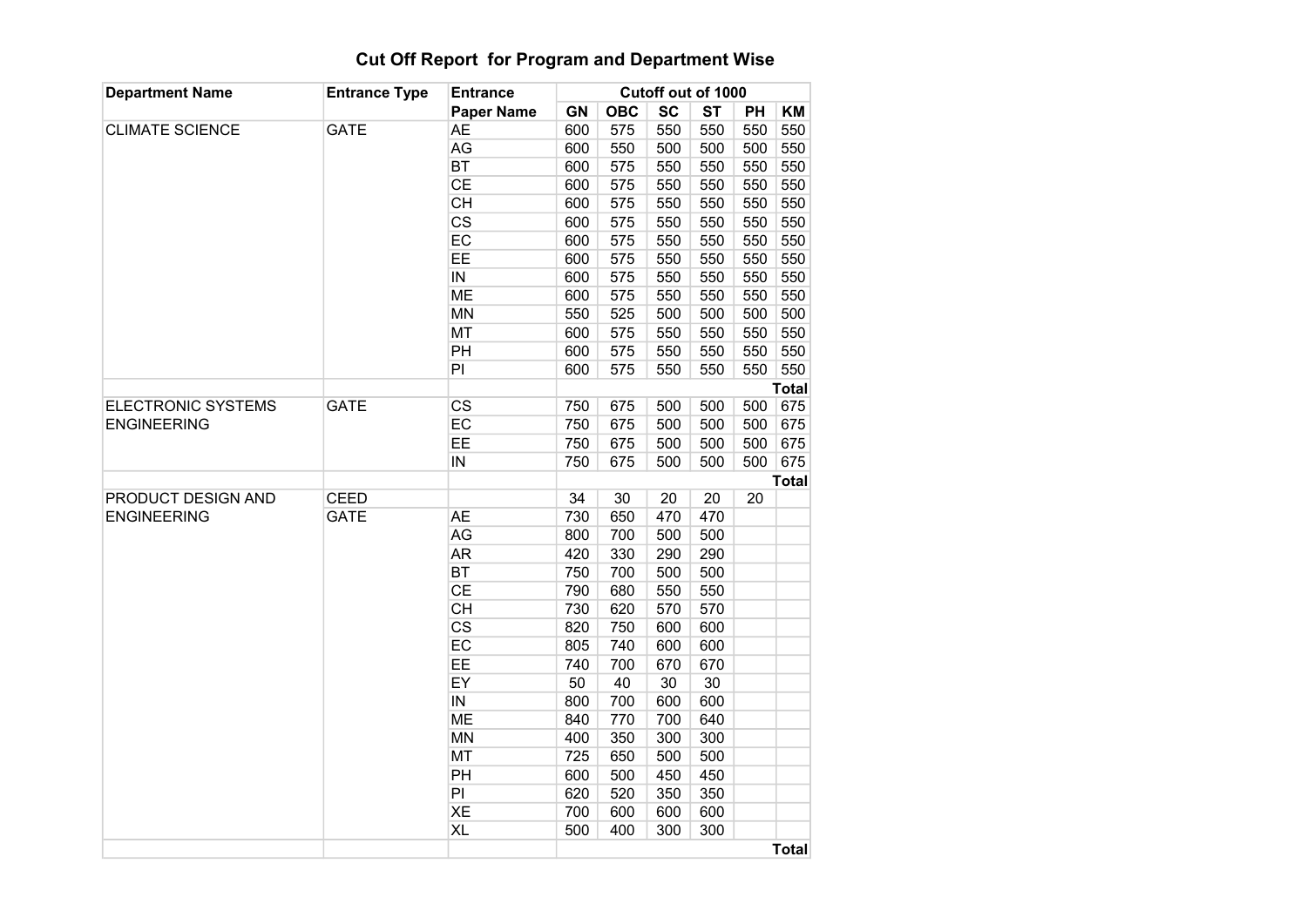# Cut Off Report for Program and Department Wise

| Department Name | Entrance Type | Entrance Paper Name | Cutoff out of 1000 | | | | | |
|---|---|---|---|---|---|---|---|---|
| | | | GN | OBC | SC | ST | PH | KM |
| CLIMATE SCIENCE | GATE | AE | 600 | 575 | 550 | 550 | 550 | 550 |
| | | AG | 600 | 550 | 500 | 500 | 500 | 550 |
| | | BT | 600 | 575 | 550 | 550 | 550 | 550 |
| | | CE | 600 | 575 | 550 | 550 | 550 | 550 |
| | | CH | 600 | 575 | 550 | 550 | 550 | 550 |
| | | CS | 600 | 575 | 550 | 550 | 550 | 550 |
| | | EC | 600 | 575 | 550 | 550 | 550 | 550 |
| | | EE | 600 | 575 | 550 | 550 | 550 | 550 |
| | | IN | 600 | 575 | 550 | 550 | 550 | 550 |
| | | ME | 600 | 575 | 550 | 550 | 550 | 550 |
| | | MN | 550 | 525 | 500 | 500 | 500 | 500 |
| | | MT | 600 | 575 | 550 | 550 | 550 | 550 |
| | | PH | 600 | 575 | 550 | 550 | 550 | 550 |
| | | PI | 600 | 575 | 550 | 550 | 550 | 550 |
| | | | | | | | | Total |
| ELECTRONIC SYSTEMS ENGINEERING | GATE | CS | 750 | 675 | 500 | 500 | 500 | 675 |
| | | EC | 750 | 675 | 500 | 500 | 500 | 675 |
| | | EE | 750 | 675 | 500 | 500 | 500 | 675 |
| | | IN | 750 | 675 | 500 | 500 | 500 | 675 |
| | | | | | | | | Total |
| PRODUCT DESIGN AND ENGINEERING | CEED | | 34 | 30 | 20 | 20 | 20 | |
| | GATE | AE | 730 | 650 | 470 | 470 | | |
| | | AG | 800 | 700 | 500 | 500 | | |
| | | AR | 420 | 330 | 290 | 290 | | |
| | | BT | 750 | 700 | 500 | 500 | | |
| | | CE | 790 | 680 | 550 | 550 | | |
| | | CH | 730 | 620 | 570 | 570 | | |
| | | CS | 820 | 750 | 600 | 600 | | |
| | | EC | 805 | 740 | 600 | 600 | | |
| | | EE | 740 | 700 | 670 | 670 | | |
| | | EY | 50 | 40 | 30 | 30 | | |
| | | IN | 800 | 700 | 600 | 600 | | |
| | | ME | 840 | 770 | 700 | 640 | | |
| | | MN | 400 | 350 | 300 | 300 | | |
| | | MT | 725 | 650 | 500 | 500 | | |
| | | PH | 600 | 500 | 450 | 450 | | |
| | | PI | 620 | 520 | 350 | 350 | | |
| | | XE | 700 | 600 | 600 | 600 | | |
| | | XL | 500 | 400 | 300 | 300 | | |
| | | | | | | | | Total |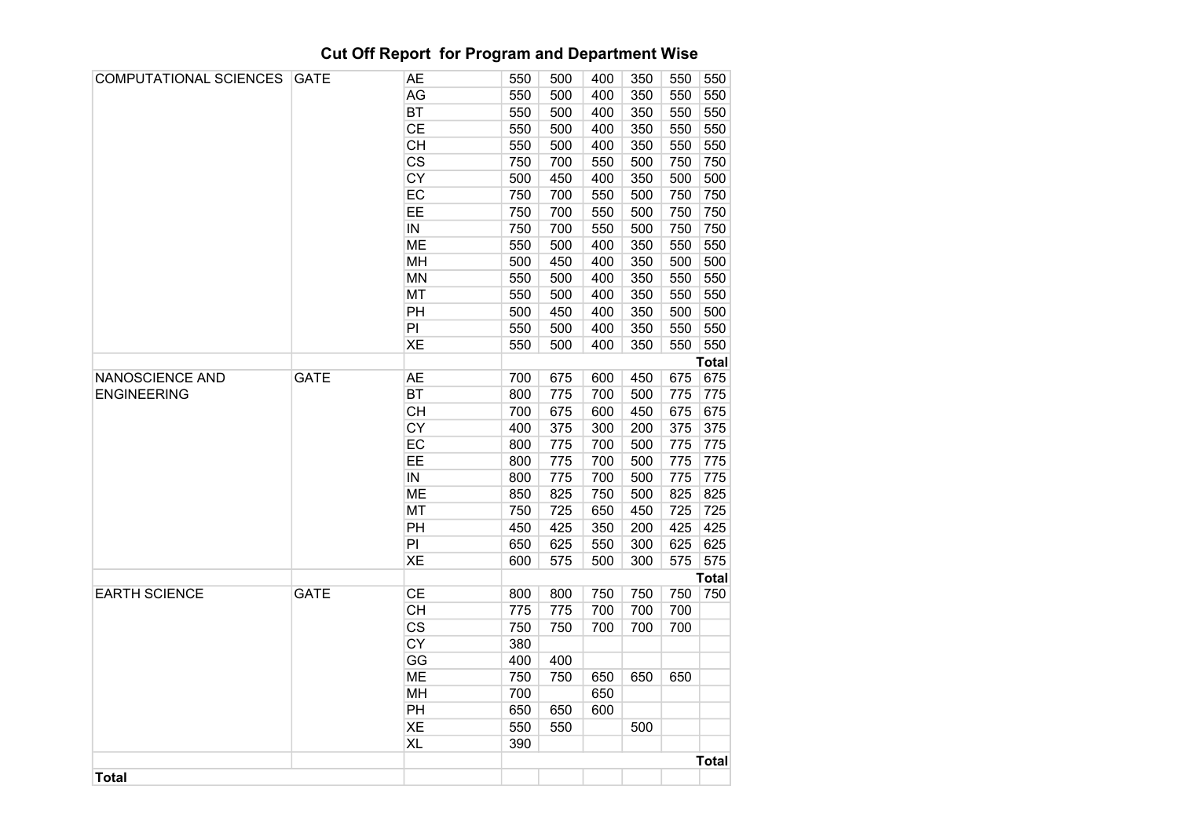# Cut Off Report for Program and Department Wise

| | | | | | | | | |
|---|---|---|---|---|---|---|---|---|
| COMPUTATIONAL SCIENCES | GATE | AE | 550 | 500 | 400 | 350 | 550 | 550 |
| | | AG | 550 | 500 | 400 | 350 | 550 | 550 |
| | | BT | 550 | 500 | 400 | 350 | 550 | 550 |
| | | CE | 550 | 500 | 400 | 350 | 550 | 550 |
| | | CH | 550 | 500 | 400 | 350 | 550 | 550 |
| | | CS | 750 | 700 | 550 | 500 | 750 | 750 |
| | | CY | 500 | 450 | 400 | 350 | 500 | 500 |
| | | EC | 750 | 700 | 550 | 500 | 750 | 750 |
| | | EE | 750 | 700 | 550 | 500 | 750 | 750 |
| | | IN | 750 | 700 | 550 | 500 | 750 | 750 |
| | | ME | 550 | 500 | 400 | 350 | 550 | 550 |
| | | MH | 500 | 450 | 400 | 350 | 500 | 500 |
| | | MN | 550 | 500 | 400 | 350 | 550 | 550 |
| | | MT | 550 | 500 | 400 | 350 | 550 | 550 |
| | | PH | 500 | 450 | 400 | 350 | 500 | 500 |
| | | PI | 550 | 500 | 400 | 350 | 550 | 550 |
| | | XE | 550 | 500 | 400 | 350 | 550 | 550 |
| | | | | | | | | **Total** |
| NANOSCIENCE AND ENGINEERING | GATE | AE | 700 | 675 | 600 | 450 | 675 | 675 |
| | | BT | 800 | 775 | 700 | 500 | 775 | 775 |
| | | CH | 700 | 675 | 600 | 450 | 675 | 675 |
| | | CY | 400 | 375 | 300 | 200 | 375 | 375 |
| | | EC | 800 | 775 | 700 | 500 | 775 | 775 |
| | | EE | 800 | 775 | 700 | 500 | 775 | 775 |
| | | IN | 800 | 775 | 700 | 500 | 775 | 775 |
| | | ME | 850 | 825 | 750 | 500 | 825 | 825 |
| | | MT | 750 | 725 | 650 | 450 | 725 | 725 |
| | | PH | 450 | 425 | 350 | 200 | 425 | 425 |
| | | PI | 650 | 625 | 550 | 300 | 625 | 625 |
| | | XE | 600 | 575 | 500 | 300 | 575 | 575 |
| | | | | | | | | **Total** |
| EARTH SCIENCE | GATE | CE | 800 | 800 | 750 | 750 | 750 | 750 |
| | | CH | 775 | 775 | 700 | 700 | 700 | |
| | | CS | 750 | 750 | 700 | 700 | 700 | |
| | | CY | 380 | | | | | |
| | | GG | 400 | 400 | | | | |
| | | ME | 750 | 750 | 650 | 650 | 650 | |
| | | MH | 700 | | 650 | | | |
| | | PH | 650 | 650 | 600 | | | |
| | | XE | 550 | 550 | | 500 | | |
| | | XL | 390 | | | | | |
| | | | | | | | | **Total** |
| **Total** | | | | | | | | |